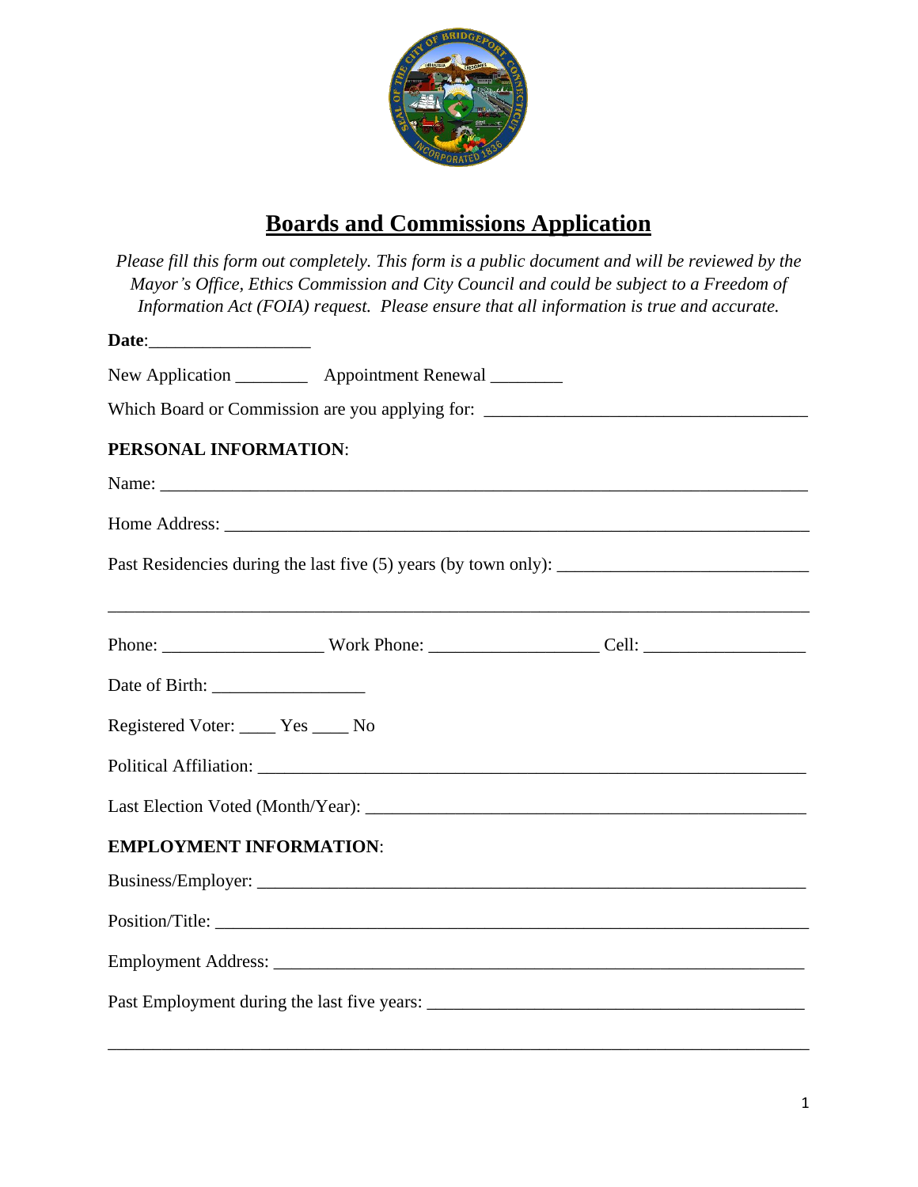# Boards and Commissions Application

*Please fill this form out completely. This form is a public document and will be reviewed by the Mayor's Office, Ethics Commission and City Council and could be subject to a Freedom of Information Act (FOIA) request. Please ensure that all information is true and accurate.*

**Date**:__________________

New Application ________ Appointment Renewal ________

Which Board or Commission are you applying for: ____________________________________

**PERSONAL INFORMATION**:

Name: ___________________________________________________________________________

Home Address: ____________________________________________________________________

Past Residencies during the last five (5) years (by town only): ___________________________

_________________________________________________________________________________

Phone: __________________ Work Phone: ___________________ Cell: __________________

Date of Birth: _________________

Registered Voter: ____ Yes ____ No

Political Affiliation: _____________________________________________________________

Last Election Voted (Month/Year): _________________________________________________

**EMPLOYMENT INFORMATION**:

Business/Employer: _______________________________________________________________

Position/Title: ___________________________________________________________________

Employment Address: _____________________________________________________________

Past Employment during the last five years: __________________________________________

_________________________________________________________________________________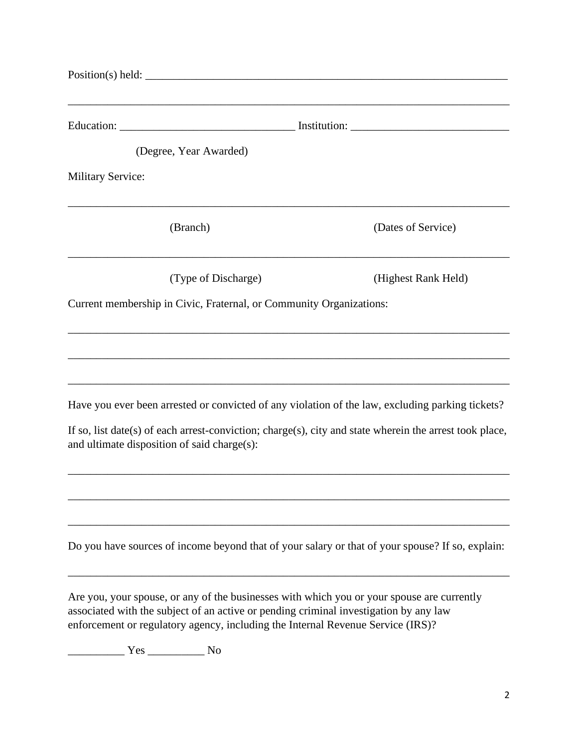Position(s) held: ____________________________________________________________________

________________________________________________________________________________

Education: ______________________________ Institution: ___________________________

(Degree, Year Awarded)

Military Service:

________________________________________________________________________________

(Branch) (Dates of Service)

________________________________________________________________________________

(Type of Discharge) (Highest Rank Held)

Current membership in Civic, Fraternal, or Community Organizations:

________________________________________________________________________________

________________________________________________________________________________

________________________________________________________________________________

Have you ever been arrested or convicted of any violation of the law, excluding parking tickets?

If so, list date(s) of each arrest-conviction; charge(s), city and state wherein the arrest took place, and ultimate disposition of said charge(s):

________________________________________________________________________________

________________________________________________________________________________

________________________________________________________________________________

Do you have sources of income beyond that of your salary or that of your spouse? If so, explain:

________________________________________________________________________________

Are you, your spouse, or any of the businesses with which you or your spouse are currently associated with the subject of an active or pending criminal investigation by any law enforcement or regulatory agency, including the Internal Revenue Service (IRS)?

__________ Yes __________ No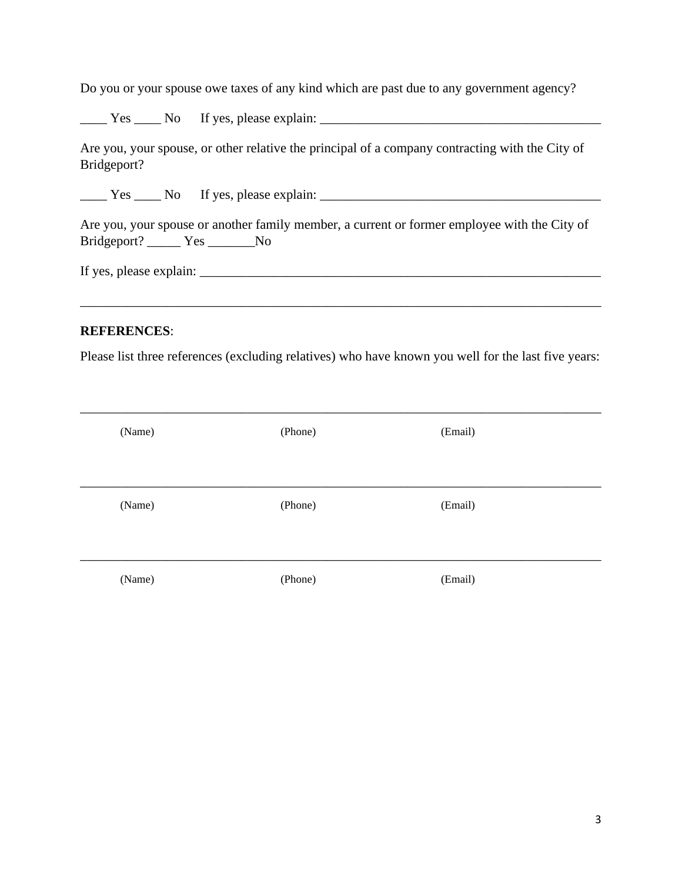Do you or your spouse owe taxes of any kind which are past due to any government agency?

____ Yes ____ No     If yes, please explain: ___________________________________________

Are you, your spouse, or other relative the principal of a company contracting with the City of Bridgeport?

____ Yes ____ No     If yes, please explain: ___________________________________________

Are you, your spouse or another family member, a current or former employee with the City of Bridgeport? _____ Yes _______No

If yes, please explain: __________________________________________________________

_______________________________________________________________________________

**REFERENCES**:

Please list three references (excluding relatives) who have known you well for the last five years:

_______________________________________________________________________________

(Name)          (Phone)          (Email)

_______________________________________________________________________________

(Name)          (Phone)          (Email)

_______________________________________________________________________________

(Name)          (Phone)          (Email)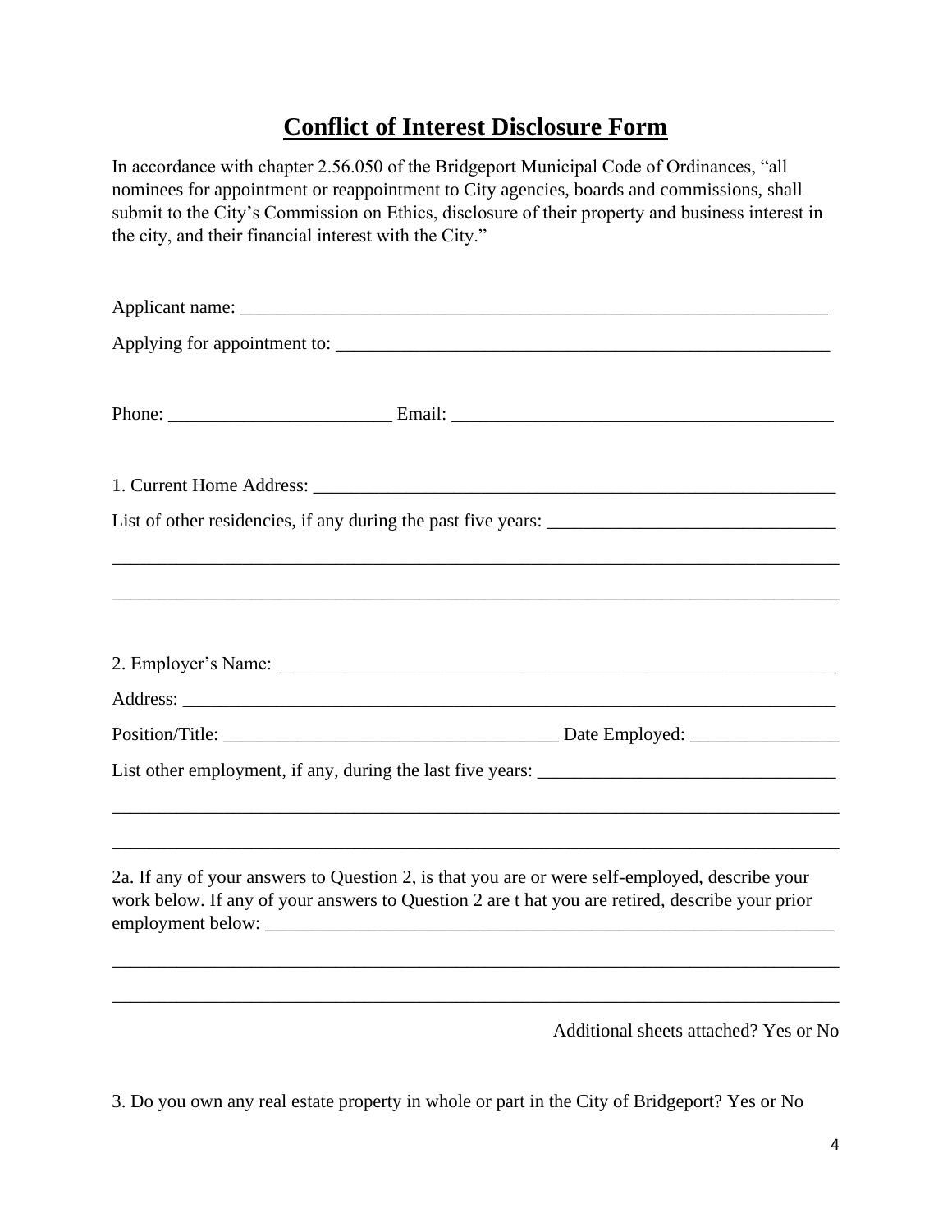# Conflict of Interest Disclosure Form

In accordance with chapter 2.56.050 of the Bridgeport Municipal Code of Ordinances, "all nominees for appointment or reappointment to City agencies, boards and commissions, shall submit to the City's Commission on Ethics, disclosure of their property and business interest in the city, and their financial interest with the City."

Applicant name: ___________________________________________________________________

Applying for appointment to: ______________________________________________________

Phone: ________________________ Email: ________________________________________

1. Current Home Address: ________________________________________________________

List of other residencies, if any during the past five years: _______________________________

_____________________________________________________________________________

_____________________________________________________________________________

2. Employer's Name: ____________________________________________________________

Address: ______________________________________________________________________

Position/Title: ___________________________________ Date Employed: ________________

List other employment, if any, during the last five years: ________________________________

_____________________________________________________________________________

_____________________________________________________________________________

2a. If any of your answers to Question 2, is that you are or were self-employed, describe your work below. If any of your answers to Question 2 are t hat you are retired, describe your prior employment below: ___________________________________________________________

_____________________________________________________________________________

_____________________________________________________________________________

Additional sheets attached? Yes or No

3. Do you own any real estate property in whole or part in the City of Bridgeport? Yes or No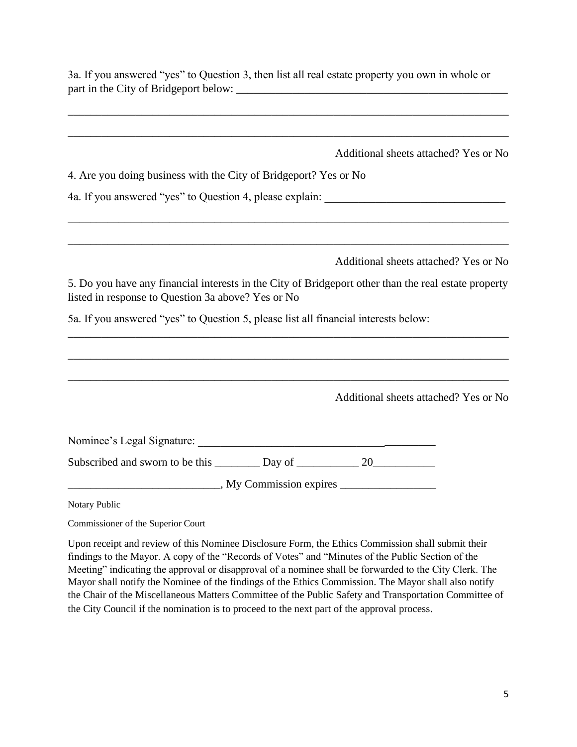3a. If you answered “yes” to Question 3, then list all real estate property you own in whole or part in the City of Bridgeport below: ___________________________________________________

_______________________________________________________________________________

_______________________________________________________________________________

Additional sheets attached? Yes or No

4. Are you doing business with the City of Bridgeport? Yes or No

4a. If you answered “yes” to Question 4, please explain: ________________________________

_______________________________________________________________________________

_______________________________________________________________________________

Additional sheets attached? Yes or No

5. Do you have any financial interests in the City of Bridgeport other than the real estate property listed in response to Question 3a above? Yes or No

5a. If you answered “yes” to Question 5, please list all financial interests below:

_______________________________________________________________________________

_______________________________________________________________________________

_______________________________________________________________________________

Additional sheets attached? Yes or No

Nominee’s Legal Signature: __________________________________________

Subscribed and sworn to be this ________ Day of ___________ 20___________

__________________________, My Commission expires _________________

Notary Public

Commissioner of the Superior Court

Upon receipt and review of this Nominee Disclosure Form, the Ethics Commission shall submit their findings to the Mayor. A copy of the “Records of Votes” and “Minutes of the Public Section of the Meeting” indicating the approval or disapproval of a nominee shall be forwarded to the City Clerk. The Mayor shall notify the Nominee of the findings of the Ethics Commission. The Mayor shall also notify the Chair of the Miscellaneous Matters Committee of the Public Safety and Transportation Committee of the City Council if the nomination is to proceed to the next part of the approval process.